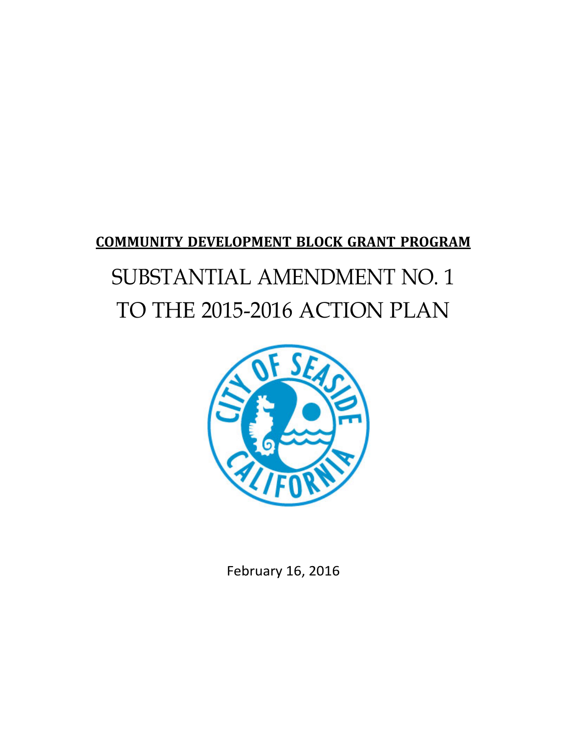**COMMUNITY DEVELOPMENT BLOCK GRANT PROGRAM**

# SUBSTANTIAL AMENDMENT NO. 1 TO THE 2015-2016 ACTION PLAN

February 16, 2016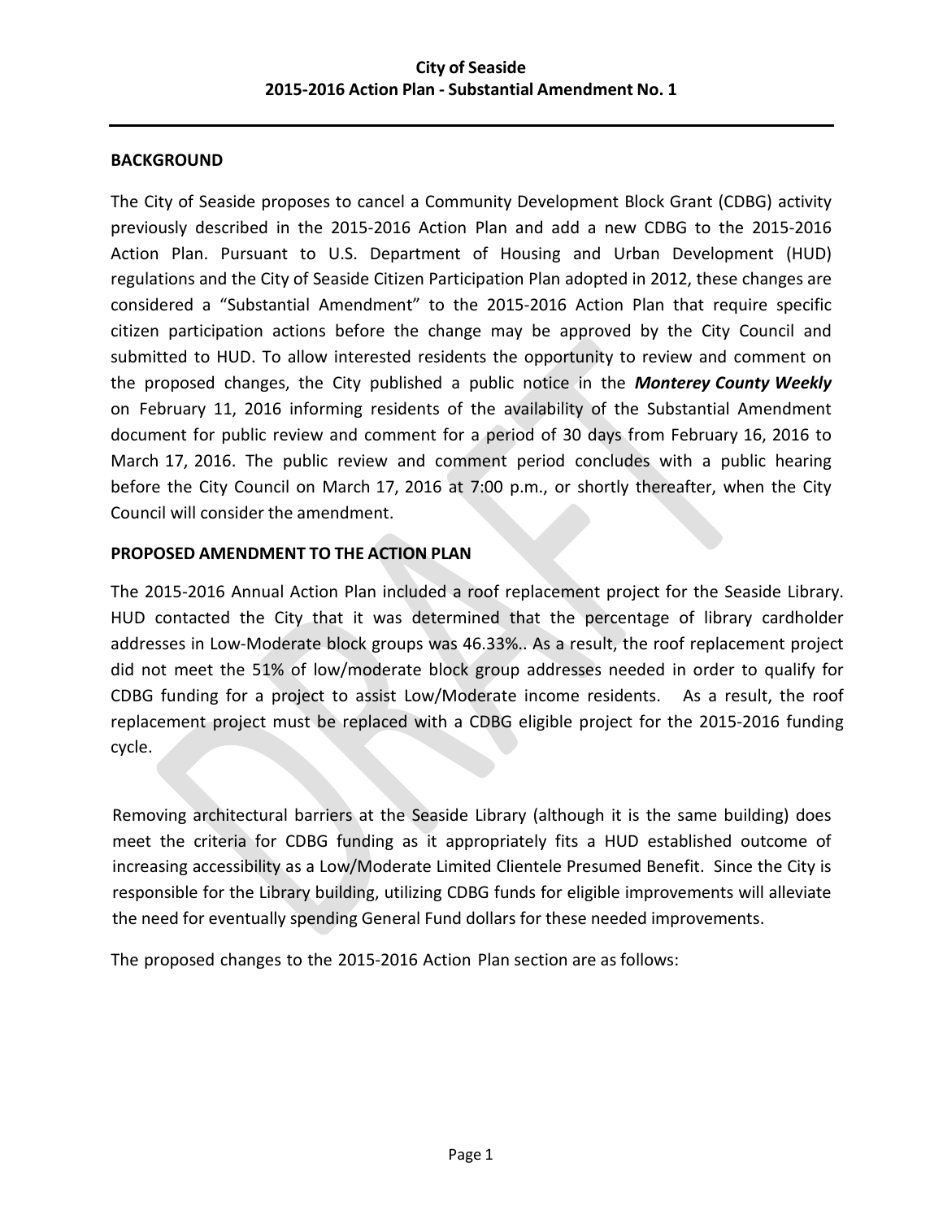**City of Seaside**
**2015-2016 Action Plan - Substantial Amendment No. 1**

## BACKGROUND

The City of Seaside proposes to cancel a Community Development Block Grant (CDBG) activity previously described in the 2015-2016 Action Plan and add a new CDBG to the 2015-2016 Action Plan. Pursuant to U.S. Department of Housing and Urban Development (HUD) regulations and the City of Seaside Citizen Participation Plan adopted in 2012, these changes are considered a "Substantial Amendment" to the 2015-2016 Action Plan that require specific citizen participation actions before the change may be approved by the City Council and submitted to HUD. To allow interested residents the opportunity to review and comment on the proposed changes, the City published a public notice in the ***Monterey County Weekly*** on February 11, 2016 informing residents of the availability of the Substantial Amendment document for public review and comment for a period of 30 days from February 16, 2016 to March 17, 2016. The public review and comment period concludes with a public hearing before the City Council on March 17, 2016 at 7:00 p.m., or shortly thereafter, when the City Council will consider the amendment.

## PROPOSED AMENDMENT TO THE ACTION PLAN

The 2015-2016 Annual Action Plan included a roof replacement project for the Seaside Library. HUD contacted the City that it was determined that the percentage of library cardholder addresses in Low-Moderate block groups was 46.33%.. As a result, the roof replacement project did not meet the 51% of low/moderate block group addresses needed in order to qualify for CDBG funding for a project to assist Low/Moderate income residents. As a result, the roof replacement project must be replaced with a CDBG eligible project for the 2015-2016 funding cycle.

Removing architectural barriers at the Seaside Library (although it is the same building) does meet the criteria for CDBG funding as it appropriately fits a HUD established outcome of increasing accessibility as a Low/Moderate Limited Clientele Presumed Benefit. Since the City is responsible for the Library building, utilizing CDBG funds for eligible improvements will alleviate the need for eventually spending General Fund dollars for these needed improvements.

The proposed changes to the 2015-2016 Action Plan section are as follows: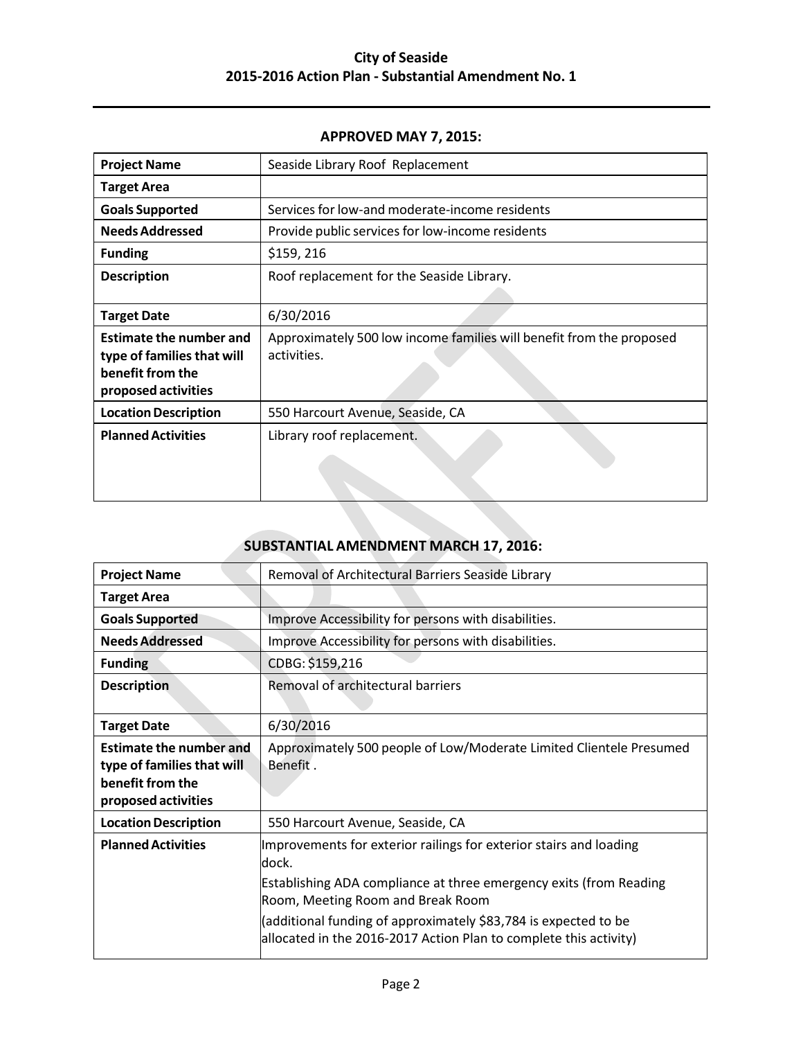# City of Seaside
## 2015-2016 Action Plan - Substantial Amendment No. 1

### APPROVED MAY 7, 2015:

| Project Name | Seaside Library Roof Replacement |
|---|---|
| Target Area | |
| Goals Supported | Services for low-and moderate-income residents |
| Needs Addressed | Provide public services for low-income residents |
| Funding | $159, 216 |
| Description | Roof replacement for the Seaside Library. |
| Target Date | 6/30/2016 |
| Estimate the number and type of families that will benefit from the proposed activities | Approximately 500 low income families will benefit from the proposed activities. |
| Location Description | 550 Harcourt Avenue, Seaside, CA |
| Planned Activities | Library roof replacement. |

### SUBSTANTIAL AMENDMENT MARCH 17, 2016:

| Project Name | Removal of Architectural Barriers Seaside Library |
|---|---|
| Target Area | |
| Goals Supported | Improve Accessibility for persons with disabilities. |
| Needs Addressed | Improve Accessibility for persons with disabilities. |
| Funding | CDBG: $159,216 |
| Description | Removal of architectural barriers |
| Target Date | 6/30/2016 |
| Estimate the number and type of families that will benefit from the proposed activities | Approximately 500 people of Low/Moderate Limited Clientele Presumed Benefit . |
| Location Description | 550 Harcourt Avenue, Seaside, CA |
| Planned Activities | Improvements for exterior railings for exterior stairs and loading dock.<br>Establishing ADA compliance at three emergency exits (from Reading Room, Meeting Room and Break Room<br>(additional funding of approximately $83,784 is expected to be allocated in the 2016-2017 Action Plan to complete this activity) |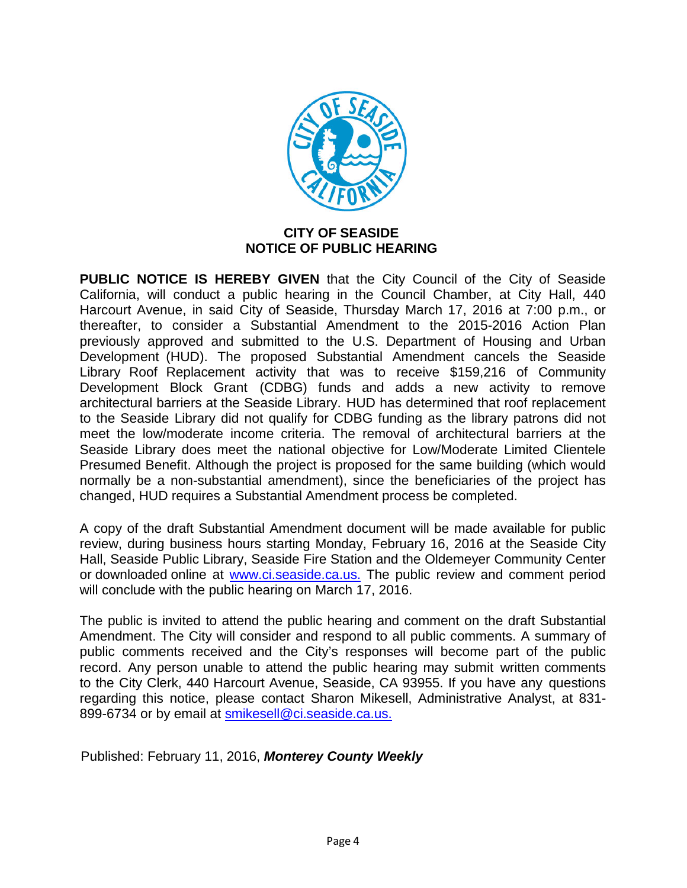**CITY OF SEASIDE**
**NOTICE OF PUBLIC HEARING**

**PUBLIC NOTICE IS HEREBY GIVEN** that the City Council of the City of Seaside California, will conduct a public hearing in the Council Chamber, at City Hall, 440 Harcourt Avenue, in said City of Seaside, Thursday March 17, 2016 at 7:00 p.m., or thereafter, to consider a Substantial Amendment to the 2015-2016 Action Plan previously approved and submitted to the U.S. Department of Housing and Urban Development (HUD). The proposed Substantial Amendment cancels the Seaside Library Roof Replacement activity that was to receive $159,216 of Community Development Block Grant (CDBG) funds and adds a new activity to remove architectural barriers at the Seaside Library. HUD has determined that roof replacement to the Seaside Library did not qualify for CDBG funding as the library patrons did not meet the low/moderate income criteria. The removal of architectural barriers at the Seaside Library does meet the national objective for Low/Moderate Limited Clientele Presumed Benefit. Although the project is proposed for the same building (which would normally be a non-substantial amendment), since the beneficiaries of the project has changed, HUD requires a Substantial Amendment process be completed.

A copy of the draft Substantial Amendment document will be made available for public review, during business hours starting Monday, February 16, 2016 at the Seaside City Hall, Seaside Public Library, Seaside Fire Station and the Oldemeyer Community Center or downloaded online at www.ci.seaside.ca.us. The public review and comment period will conclude with the public hearing on March 17, 2016.

The public is invited to attend the public hearing and comment on the draft Substantial Amendment. The City will consider and respond to all public comments. A summary of public comments received and the City's responses will become part of the public record. Any person unable to attend the public hearing may submit written comments to the City Clerk, 440 Harcourt Avenue, Seaside, CA 93955. If you have any questions regarding this notice, please contact Sharon Mikesell, Administrative Analyst, at 831-899-6734 or by email at smikesell@ci.seaside.ca.us.

Published: February 11, 2016, ***Monterey County Weekly***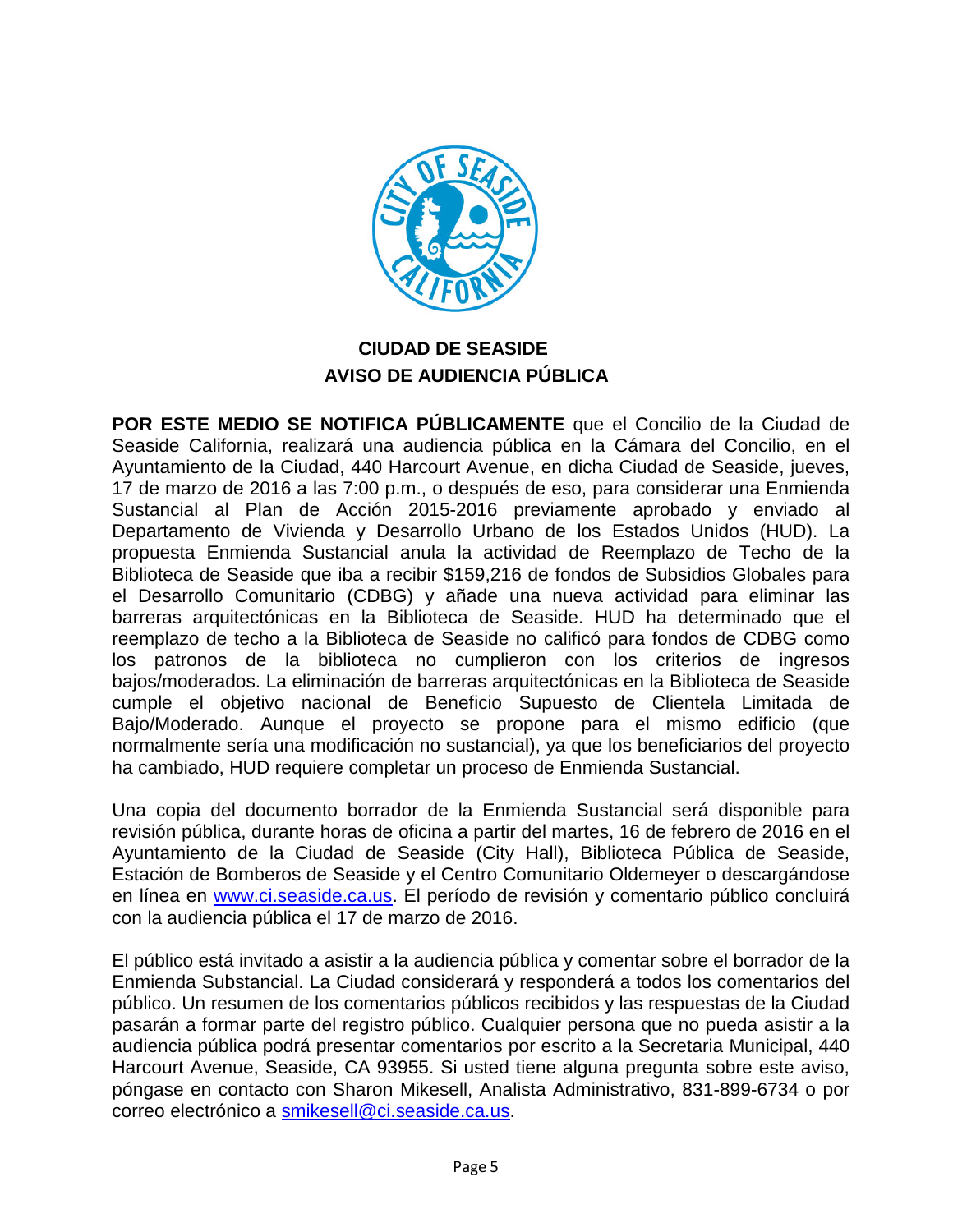**CIUDAD DE SEASIDE**
**AVISO DE AUDIENCIA PÚBLICA**

**POR ESTE MEDIO SE NOTIFICA PÚBLICAMENTE** que el Concilio de la Ciudad de Seaside California, realizará una audiencia pública en la Cámara del Concilio, en el Ayuntamiento de la Ciudad, 440 Harcourt Avenue, en dicha Ciudad de Seaside, jueves, 17 de marzo de 2016 a las 7:00 p.m., o después de eso, para considerar una Enmienda Sustancial al Plan de Acción 2015-2016 previamente aprobado y enviado al Departamento de Vivienda y Desarrollo Urbano de los Estados Unidos (HUD). La propuesta Enmienda Sustancial anula la actividad de Reemplazo de Techo de la Biblioteca de Seaside que iba a recibir $159,216 de fondos de Subsidios Globales para el Desarrollo Comunitario (CDBG) y añade una nueva actividad para eliminar las barreras arquitectónicas en la Biblioteca de Seaside. HUD ha determinado que el reemplazo de techo a la Biblioteca de Seaside no calificó para fondos de CDBG como los patronos de la biblioteca no cumplieron con los criterios de ingresos bajos/moderados. La eliminación de barreras arquitectónicas en la Biblioteca de Seaside cumple el objetivo nacional de Beneficio Supuesto de Clientela Limitada de Bajo/Moderado. Aunque el proyecto se propone para el mismo edificio (que normalmente sería una modificación no sustancial), ya que los beneficiarios del proyecto ha cambiado, HUD requiere completar un proceso de Enmienda Sustancial.

Una copia del documento borrador de la Enmienda Sustancial será disponible para revisión pública, durante horas de oficina a partir del martes, 16 de febrero de 2016 en el Ayuntamiento de la Ciudad de Seaside (City Hall), Biblioteca Pública de Seaside, Estación de Bomberos de Seaside y el Centro Comunitario Oldemeyer o descargándose en línea en [www.ci.seaside.ca.us](http://www.ci.seaside.ca.us). El período de revisión y comentario público concluirá con la audiencia pública el 17 de marzo de 2016.

El público está invitado a asistir a la audiencia pública y comentar sobre el borrador de la Enmienda Substancial. La Ciudad considerará y responderá a todos los comentarios del público. Un resumen de los comentarios públicos recibidos y las respuestas de la Ciudad pasarán a formar parte del registro público. Cualquier persona que no pueda asistir a la audiencia pública podrá presentar comentarios por escrito a la Secretaria Municipal, 440 Harcourt Avenue, Seaside, CA 93955. Si usted tiene alguna pregunta sobre este aviso, póngase en contacto con Sharon Mikesell, Analista Administrativo, 831-899-6734 o por correo electrónico a [smikesell@ci.seaside.ca.us](mailto:smikesell@ci.seaside.ca.us).